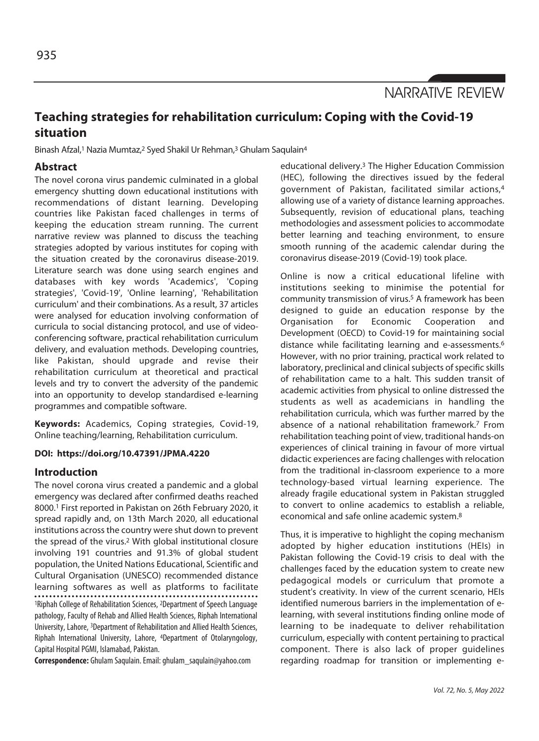NARRATIVE REVIEW

# Teaching strategies for rehabilitation curriculum: Coping with the Covid-19 situation

Binash Afzal,[1] Nazia Mumtaz,[2] Syed Shakil Ur Rehman,[3] Ghulam Saqulain[4]

## Abstract

The novel corona virus pandemic culminated in a global emergency shutting down educational institutions with recommendations of distant learning. Developing countries like Pakistan faced challenges in terms of keeping the education stream running. The current narrative review was planned to discuss the teaching strategies adopted by various institutes for coping with the situation created by the coronavirus disease-2019. Literature search was done using search engines and databases with key words 'Academics', 'Coping strategies', 'Covid-19', 'Online learning', 'Rehabilitation curriculum' and their combinations. As a result, 37 articles were analysed for education involving conformation of curricula to social distancing protocol, and use of video-conferencing software, practical rehabilitation curriculum delivery, and evaluation methods. Developing countries, like Pakistan, should upgrade and revise their rehabilitation curriculum at theoretical and practical levels and try to convert the adversity of the pandemic into an opportunity to develop standardised e-learning programmes and compatible software.

**Keywords:** Academics, Coping strategies, Covid-19, Online teaching/learning, Rehabilitation curriculum.

**DOI: https://doi.org/10.47391/JPMA.4220**

## Introduction

The novel corona virus created a pandemic and a global emergency was declared after confirmed deaths reached 8000.[1] First reported in Pakistan on 26th February 2020, it spread rapidly and, on 13th March 2020, all educational institutions across the country were shut down to prevent the spread of the virus.[2] With global institutional closure involving 191 countries and 91.3% of global student population, the United Nations Educational, Scientific and Cultural Organisation (UNESCO) recommended distance learning softwares as well as platforms to facilitate educational delivery.[3] The Higher Education Commission (HEC), following the directives issued by the federal government of Pakistan, facilitated similar actions,[4] allowing use of a variety of distance learning approaches. Subsequently, revision of educational plans, teaching methodologies and assessment policies to accommodate better learning and teaching environment, to ensure smooth running of the academic calendar during the coronavirus disease-2019 (Covid-19) took place.

Online is now a critical educational lifeline with institutions seeking to minimise the potential for community transmission of virus.[5] A framework has been designed to guide an education response by the Organisation for Economic Cooperation and Development (OECD) to Covid-19 for maintaining social distance while facilitating learning and e-assessments.[6] However, with no prior training, practical work related to laboratory, preclinical and clinical subjects of specific skills of rehabilitation came to a halt. This sudden transit of academic activities from physical to online distressed the students as well as academicians in handling the rehabilitation curricula, which was further marred by the absence of a national rehabilitation framework.[7] From rehabilitation teaching point of view, traditional hands-on experiences of clinical training in favour of more virtual didactic experiences are facing challenges with relocation from the traditional in-classroom experience to a more technology-based virtual learning experience. The already fragile educational system in Pakistan struggled to convert to online academics to establish a reliable, economical and safe online academic system.[8]

Thus, it is imperative to highlight the coping mechanism adopted by higher education institutions (HEIs) in Pakistan following the Covid-19 crisis to deal with the challenges faced by the education system to create new pedagogical models or curriculum that promote a student's creativity. In view of the current scenario, HEIs identified numerous barriers in the implementation of e-learning, with several institutions finding online mode of learning to be inadequate to deliver rehabilitation curriculum, especially with content pertaining to practical component. There is also lack of proper guidelines regarding roadmap for transition or implementing e-

[1]Riphah College of Rehabilitation Sciences, [2]Department of Speech Language pathology, Faculty of Rehab and Allied Health Sciences, Riphah International University, Lahore, [3]Department of Rehabilitation and Allied Health Sciences, Riphah International University, Lahore, [4]Department of Otolaryngology, Capital Hospital PGMI, Islamabad, Pakistan.

**Correspondence:** Ghulam Saqulain. Email: ghulam_saqulain@yahoo.com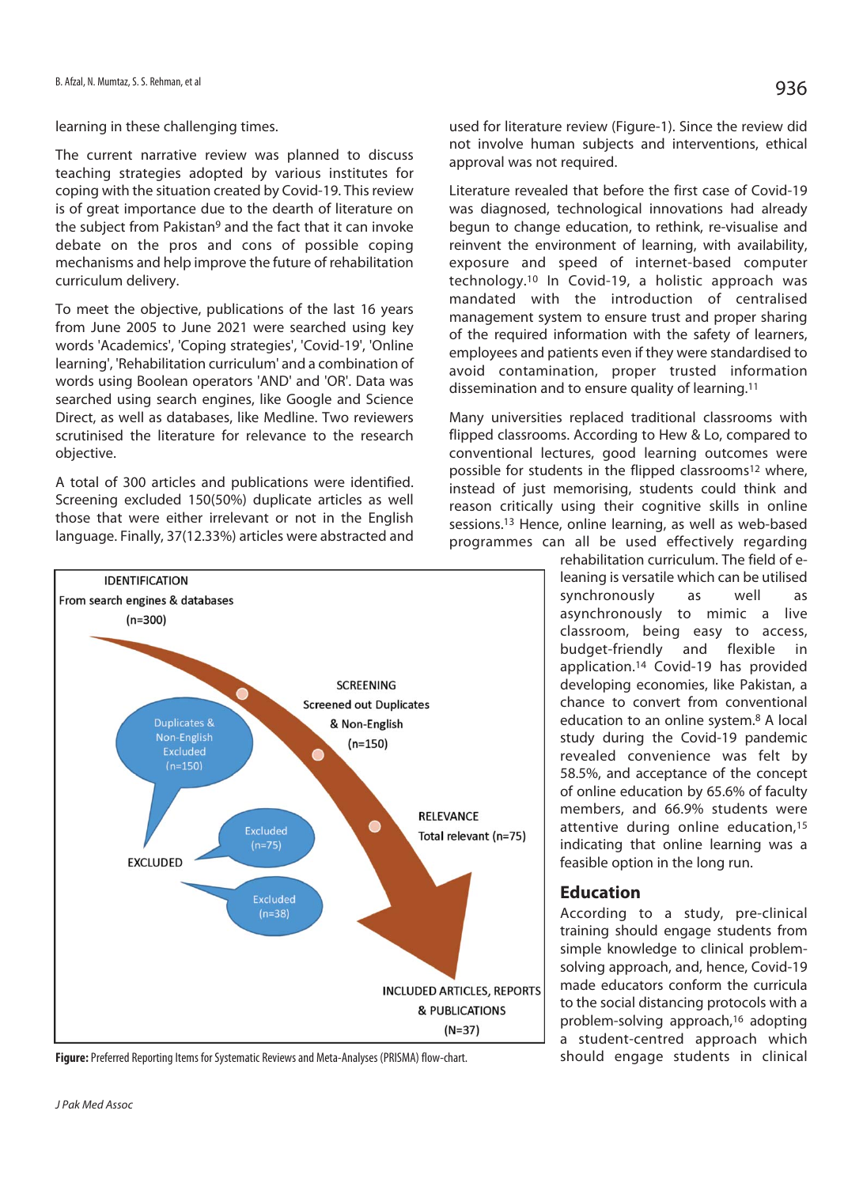learning in these challenging times.

The current narrative review was planned to discuss teaching strategies adopted by various institutes for coping with the situation created by Covid-19. This review is of great importance due to the dearth of literature on the subject from Pakistan[9] and the fact that it can invoke debate on the pros and cons of possible coping mechanisms and help improve the future of rehabilitation curriculum delivery.

To meet the objective, publications of the last 16 years from June 2005 to June 2021 were searched using key words 'Academics', 'Coping strategies', 'Covid-19', 'Online learning', 'Rehabilitation curriculum' and a combination of words using Boolean operators 'AND' and 'OR'. Data was searched using search engines, like Google and Science Direct, as well as databases, like Medline. Two reviewers scrutinised the literature for relevance to the research objective.

A total of 300 articles and publications were identified. Screening excluded 150(50%) duplicate articles as well those that were either irrelevant or not in the English language. Finally, 37(12.33%) articles were abstracted and used for literature review (Figure-1). Since the review did not involve human subjects and interventions, ethical approval was not required.

IDENTIFICATION
From search engines & databases
(n=300)

SCREENING
Screened out Duplicates & Non-English
(n=150)

Duplicates & Non-English Excluded (n=150)

RELEVANCE
Total relevant (n=75)

Excluded (n=75)

EXCLUDED

Excluded (n=38)

INCLUDED ARTICLES, REPORTS & PUBLICATIONS
(N=37)

**Figure:** Preferred Reporting Items for Systematic Reviews and Meta-Analyses (PRISMA) flow-chart.

Literature revealed that before the first case of Covid-19 was diagnosed, technological innovations had already begun to change education, to rethink, re-visualise and reinvent the environment of learning, with availability, exposure and speed of internet-based computer technology.[10] In Covid-19, a holistic approach was mandated with the introduction of centralised management system to ensure trust and proper sharing of the required information with the safety of learners, employees and patients even if they were standardised to avoid contamination, proper trusted information dissemination and to ensure quality of learning.[11]

Many universities replaced traditional classrooms with flipped classrooms. According to Hew & Lo, compared to conventional lectures, good learning outcomes were possible for students in the flipped classrooms[12] where, instead of just memorising, students could think and reason critically using their cognitive skills in online sessions.[13] Hence, online learning, as well as web-based programmes can all be used effectively regarding rehabilitation curriculum. The field of e-leaning is versatile which can be utilised synchronously as well as asynchronously to mimic a live classroom, being easy to access, budget-friendly and flexible in application.[14] Covid-19 has provided developing economies, like Pakistan, a chance to convert from conventional education to an online system.[8] A local study during the Covid-19 pandemic revealed convenience was felt by 58.5%, and acceptance of the concept of online education by 65.6% of faculty members, and 66.9% students were attentive during online education,[15] indicating that online learning was a feasible option in the long run.

## Education

According to a study, pre-clinical training should engage students from simple knowledge to clinical problem-solving approach, and, hence, Covid-19 made educators conform the curricula to the social distancing protocols with a problem-solving approach,[16] adopting a student-centred approach which should engage students in clinical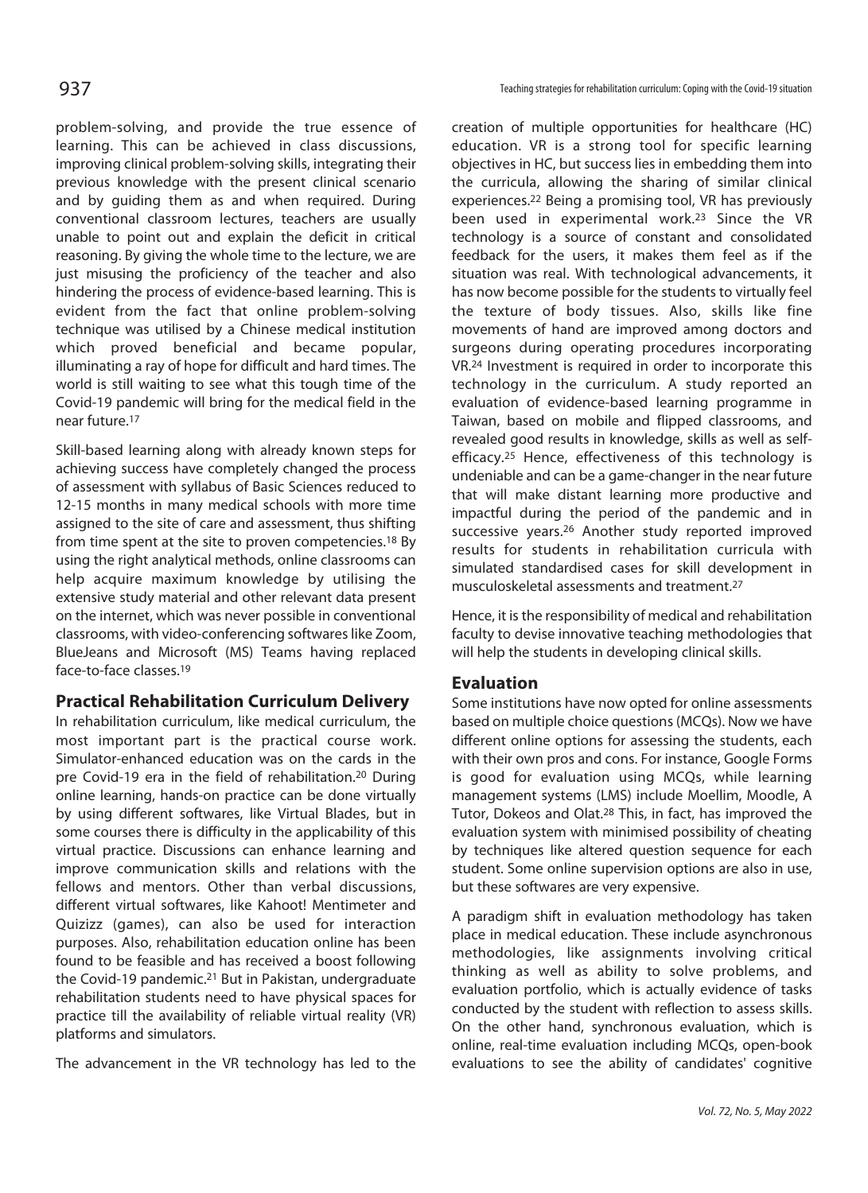problem-solving, and provide the true essence of learning. This can be achieved in class discussions, improving clinical problem-solving skills, integrating their previous knowledge with the present clinical scenario and by guiding them as and when required. During conventional classroom lectures, teachers are usually unable to point out and explain the deficit in critical reasoning. By giving the whole time to the lecture, we are just misusing the proficiency of the teacher and also hindering the process of evidence-based learning. This is evident from the fact that online problem-solving technique was utilised by a Chinese medical institution which proved beneficial and became popular, illuminating a ray of hope for difficult and hard times. The world is still waiting to see what this tough time of the Covid-19 pandemic will bring for the medical field in the near future.[17]

Skill-based learning along with already known steps for achieving success have completely changed the process of assessment with syllabus of Basic Sciences reduced to 12-15 months in many medical schools with more time assigned to the site of care and assessment, thus shifting from time spent at the site to proven competencies.[18] By using the right analytical methods, online classrooms can help acquire maximum knowledge by utilising the extensive study material and other relevant data present on the internet, which was never possible in conventional classrooms, with video-conferencing softwares like Zoom, BlueJeans and Microsoft (MS) Teams having replaced face-to-face classes.[19]

## Practical Rehabilitation Curriculum Delivery

In rehabilitation curriculum, like medical curriculum, the most important part is the practical course work. Simulator-enhanced education was on the cards in the pre Covid-19 era in the field of rehabilitation.[20] During online learning, hands-on practice can be done virtually by using different softwares, like Virtual Blades, but in some courses there is difficulty in the applicability of this virtual practice. Discussions can enhance learning and improve communication skills and relations with the fellows and mentors. Other than verbal discussions, different virtual softwares, like Kahoot! Mentimeter and Quizizz (games), can also be used for interaction purposes. Also, rehabilitation education online has been found to be feasible and has received a boost following the Covid-19 pandemic.[21] But in Pakistan, undergraduate rehabilitation students need to have physical spaces for practice till the availability of reliable virtual reality (VR) platforms and simulators.

The advancement in the VR technology has led to the creation of multiple opportunities for healthcare (HC) education. VR is a strong tool for specific learning objectives in HC, but success lies in embedding them into the curricula, allowing the sharing of similar clinical experiences.[22] Being a promising tool, VR has previously been used in experimental work.[23] Since the VR technology is a source of constant and consolidated feedback for the users, it makes them feel as if the situation was real. With technological advancements, it has now become possible for the students to virtually feel the texture of body tissues. Also, skills like fine movements of hand are improved among doctors and surgeons during operating procedures incorporating VR.[24] Investment is required in order to incorporate this technology in the curriculum. A study reported an evaluation of evidence-based learning programme in Taiwan, based on mobile and flipped classrooms, and revealed good results in knowledge, skills as well as self-efficacy.[25] Hence, effectiveness of this technology is undeniable and can be a game-changer in the near future that will make distant learning more productive and impactful during the period of the pandemic and in successive years.[26] Another study reported improved results for students in rehabilitation curricula with simulated standardised cases for skill development in musculoskeletal assessments and treatment.[27]

Hence, it is the responsibility of medical and rehabilitation faculty to devise innovative teaching methodologies that will help the students in developing clinical skills.

## Evaluation

Some institutions have now opted for online assessments based on multiple choice questions (MCQs). Now we have different online options for assessing the students, each with their own pros and cons. For instance, Google Forms is good for evaluation using MCQs, while learning management systems (LMS) include Moellim, Moodle, A Tutor, Dokeos and Olat.[28] This, in fact, has improved the evaluation system with minimised possibility of cheating by techniques like altered question sequence for each student. Some online supervision options are also in use, but these softwares are very expensive.

A paradigm shift in evaluation methodology has taken place in medical education. These include asynchronous methodologies, like assignments involving critical thinking as well as ability to solve problems, and evaluation portfolio, which is actually evidence of tasks conducted by the student with reflection to assess skills. On the other hand, synchronous evaluation, which is online, real-time evaluation including MCQs, open-book evaluations to see the ability of candidates' cognitive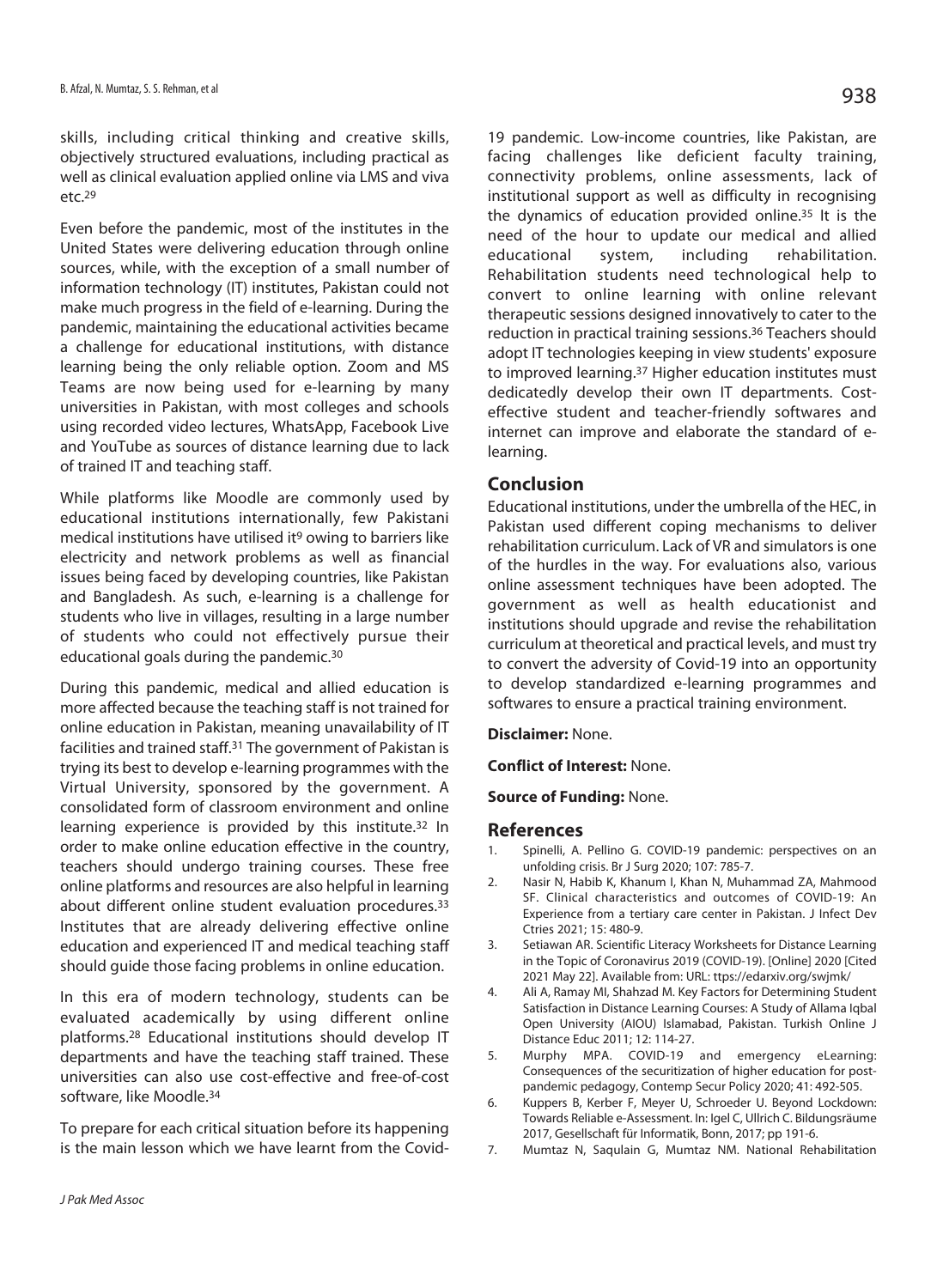skills, including critical thinking and creative skills, objectively structured evaluations, including practical as well as clinical evaluation applied online via LMS and viva etc.[29]

Even before the pandemic, most of the institutes in the United States were delivering education through online sources, while, with the exception of a small number of information technology (IT) institutes, Pakistan could not make much progress in the field of e-learning. During the pandemic, maintaining the educational activities became a challenge for educational institutions, with distance learning being the only reliable option. Zoom and MS Teams are now being used for e-learning by many universities in Pakistan, with most colleges and schools using recorded video lectures, WhatsApp, Facebook Live and YouTube as sources of distance learning due to lack of trained IT and teaching staff.

While platforms like Moodle are commonly used by educational institutions internationally, few Pakistani medical institutions have utilised it[9] owing to barriers like electricity and network problems as well as financial issues being faced by developing countries, like Pakistan and Bangladesh. As such, e-learning is a challenge for students who live in villages, resulting in a large number of students who could not effectively pursue their educational goals during the pandemic.[30]

During this pandemic, medical and allied education is more affected because the teaching staff is not trained for online education in Pakistan, meaning unavailability of IT facilities and trained staff.[31] The government of Pakistan is trying its best to develop e-learning programmes with the Virtual University, sponsored by the government. A consolidated form of classroom environment and online learning experience is provided by this institute.[32] In order to make online education effective in the country, teachers should undergo training courses. These free online platforms and resources are also helpful in learning about different online student evaluation procedures.[33] Institutes that are already delivering effective online education and experienced IT and medical teaching staff should guide those facing problems in online education.

In this era of modern technology, students can be evaluated academically by using different online platforms.[28] Educational institutions should develop IT departments and have the teaching staff trained. These universities can also use cost-effective and free-of-cost software, like Moodle.[34]

To prepare for each critical situation before its happening is the main lesson which we have learnt from the Covid-19 pandemic. Low-income countries, like Pakistan, are facing challenges like deficient faculty training, connectivity problems, online assessments, lack of institutional support as well as difficulty in recognising the dynamics of education provided online.[35] It is the need of the hour to update our medical and allied educational system, including rehabilitation. Rehabilitation students need technological help to convert to online learning with online relevant therapeutic sessions designed innovatively to cater to the reduction in practical training sessions.[36] Teachers should adopt IT technologies keeping in view students' exposure to improved learning.[37] Higher education institutes must dedicatedly develop their own IT departments. Cost-effective student and teacher-friendly softwares and internet can improve and elaborate the standard of e-learning.

## Conclusion

Educational institutions, under the umbrella of the HEC, in Pakistan used different coping mechanisms to deliver rehabilitation curriculum. Lack of VR and simulators is one of the hurdles in the way. For evaluations also, various online assessment techniques have been adopted. The government as well as health educationist and institutions should upgrade and revise the rehabilitation curriculum at theoretical and practical levels, and must try to convert the adversity of Covid-19 into an opportunity to develop standardized e-learning programmes and softwares to ensure a practical training environment.

**Disclaimer:** None.

**Conflict of Interest:** None.

**Source of Funding:** None.

## References

1. Spinelli, A. Pellino G. COVID-19 pandemic: perspectives on an unfolding crisis. Br J Surg 2020; 107: 785-7.
2. Nasir N, Habib K, Khanum I, Khan N, Muhammad ZA, Mahmood SF. Clinical characteristics and outcomes of COVID-19: An Experience from a tertiary care center in Pakistan. J Infect Dev Ctries 2021; 15: 480-9.
3. Setiawan AR. Scientific Literacy Worksheets for Distance Learning in the Topic of Coronavirus 2019 (COVID-19). [Online] 2020 [Cited 2021 May 22]. Available from: URL: ttps://edarxiv.org/swjmk/
4. Ali A, Ramay MI, Shahzad M. Key Factors for Determining Student Satisfaction in Distance Learning Courses: A Study of Allama Iqbal Open University (AIOU) Islamabad, Pakistan. Turkish Online J Distance Educ 2011; 12: 114-27.
5. Murphy MPA. COVID-19 and emergency eLearning: Consequences of the securitization of higher education for post-pandemic pedagogy, Contemp Secur Policy 2020; 41: 492-505.
6. Kuppers B, Kerber F, Meyer U, Schroeder U. Beyond Lockdown: Towards Reliable e-Assessment. In: Igel C, Ullrich C. Bildungsräume 2017, Gesellschaft für Informatik, Bonn, 2017; pp 191-6.
7. Mumtaz N, Saqulain G, Mumtaz NM. National Rehabilitation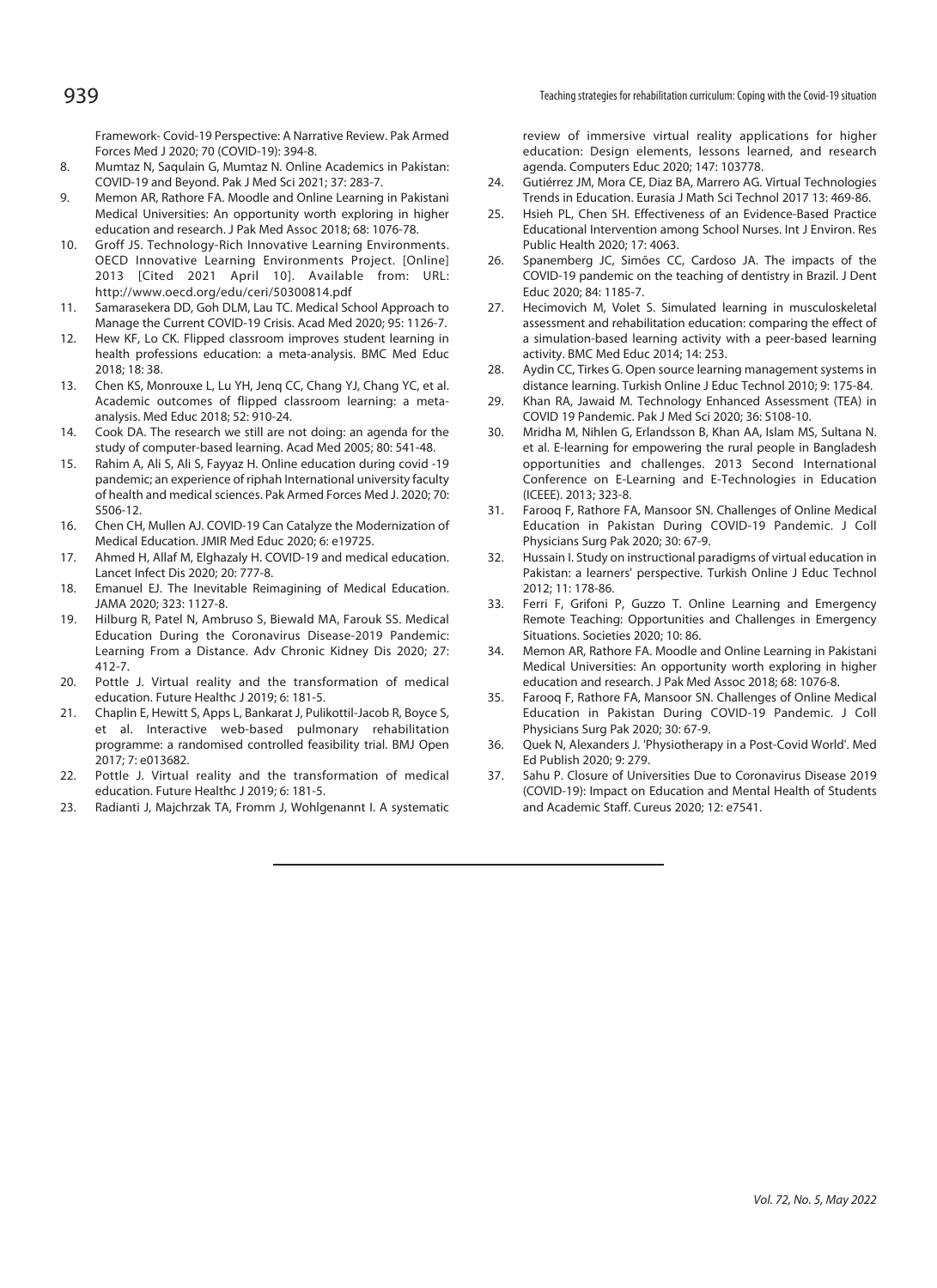Framework- Covid-19 Perspective: A Narrative Review. Pak Armed Forces Med J 2020; 70 (COVID-19): 394-8.

8. Mumtaz N, Saqulain G, Mumtaz N. Online Academics in Pakistan: COVID-19 and Beyond. Pak J Med Sci 2021; 37: 283-7.
9. Memon AR, Rathore FA. Moodle and Online Learning in Pakistani Medical Universities: An opportunity worth exploring in higher education and research. J Pak Med Assoc 2018; 68: 1076-78.
10. Groff JS. Technology-Rich Innovative Learning Environments. OECD Innovative Learning Environments Project. [Online] 2013 [Cited 2021 April 10]. Available from: URL: http://www.oecd.org/edu/ceri/50300814.pdf
11. Samarasekera DD, Goh DLM, Lau TC. Medical School Approach to Manage the Current COVID-19 Crisis. Acad Med 2020; 95: 1126-7.
12. Hew KF, Lo CK. Flipped classroom improves student learning in health professions education: a meta-analysis. BMC Med Educ 2018; 18: 38.
13. Chen KS, Monrouxe L, Lu YH, Jenq CC, Chang YJ, Chang YC, et al. Academic outcomes of flipped classroom learning: a meta-analysis. Med Educ 2018; 52: 910-24.
14. Cook DA. The research we still are not doing: an agenda for the study of computer-based learning. Acad Med 2005; 80: 541-48.
15. Rahim A, Ali S, Ali S, Fayyaz H. Online education during covid -19 pandemic; an experience of riphah International university faculty of health and medical sciences. Pak Armed Forces Med J. 2020; 70: S506-12.
16. Chen CH, Mullen AJ. COVID-19 Can Catalyze the Modernization of Medical Education. JMIR Med Educ 2020; 6: e19725.
17. Ahmed H, Allaf M, Elghazaly H. COVID-19 and medical education. Lancet Infect Dis 2020; 20: 777-8.
18. Emanuel EJ. The Inevitable Reimagining of Medical Education. JAMA 2020; 323: 1127-8.
19. Hilburg R, Patel N, Ambruso S, Biewald MA, Farouk SS. Medical Education During the Coronavirus Disease-2019 Pandemic: Learning From a Distance. Adv Chronic Kidney Dis 2020; 27: 412-7.
20. Pottle J. Virtual reality and the transformation of medical education. Future Healthc J 2019; 6: 181-5.
21. Chaplin E, Hewitt S, Apps L, Bankarat J, Pulikottil-Jacob R, Boyce S, et al. Interactive web-based pulmonary rehabilitation programme: a randomised controlled feasibility trial. BMJ Open 2017; 7: e013682.
22. Pottle J. Virtual reality and the transformation of medical education. Future Healthc J 2019; 6: 181-5.
23. Radianti J, Majchrzak TA, Fromm J, Wohlgenannt I. A systematic review of immersive virtual reality applications for higher education: Design elements, lessons learned, and research agenda. Computers Educ 2020; 147: 103778.
24. Gutiérrez JM, Mora CE, Diaz BA, Marrero AG. Virtual Technologies Trends in Education. Eurasia J Math Sci Technol 2017 13: 469-86.
25. Hsieh PL, Chen SH. Effectiveness of an Evidence-Based Practice Educational Intervention among School Nurses. Int J Environ. Res Public Health 2020; 17: 4063.
26. Spanemberg JC, Simões CC, Cardoso JA. The impacts of the COVID-19 pandemic on the teaching of dentistry in Brazil. J Dent Educ 2020; 84: 1185-7.
27. Hecimovich M, Volet S. Simulated learning in musculoskeletal assessment and rehabilitation education: comparing the effect of a simulation-based learning activity with a peer-based learning activity. BMC Med Educ 2014; 14: 253.
28. Aydin CC, Tirkes G. Open source learning management systems in distance learning. Turkish Online J Educ Technol 2010; 9: 175-84.
29. Khan RA, Jawaid M. Technology Enhanced Assessment (TEA) in COVID 19 Pandemic. Pak J Med Sci 2020; 36: S108-10.
30. Mridha M, Nihlen G, Erlandsson B, Khan AA, Islam MS, Sultana N. et al. E-learning for empowering the rural people in Bangladesh opportunities and challenges. 2013 Second International Conference on E-Learning and E-Technologies in Education (ICEEE). 2013; 323-8.
31. Farooq F, Rathore FA, Mansoor SN. Challenges of Online Medical Education in Pakistan During COVID-19 Pandemic. J Coll Physicians Surg Pak 2020; 30: 67-9.
32. Hussain I. Study on instructional paradigms of virtual education in Pakistan: a learners' perspective. Turkish Online J Educ Technol 2012; 11: 178-86.
33. Ferri F, Grifoni P, Guzzo T. Online Learning and Emergency Remote Teaching: Opportunities and Challenges in Emergency Situations. Societies 2020; 10: 86.
34. Memon AR, Rathore FA. Moodle and Online Learning in Pakistani Medical Universities: An opportunity worth exploring in higher education and research. J Pak Med Assoc 2018; 68: 1076-8.
35. Farooq F, Rathore FA, Mansoor SN. Challenges of Online Medical Education in Pakistan During COVID-19 Pandemic. J Coll Physicians Surg Pak 2020; 30: 67-9.
36. Quek N, Alexanders J. 'Physiotherapy in a Post-Covid World'. Med Ed Publish 2020; 9: 279.
37. Sahu P. Closure of Universities Due to Coronavirus Disease 2019 (COVID-19): Impact on Education and Mental Health of Students and Academic Staff. Cureus 2020; 12: e7541.